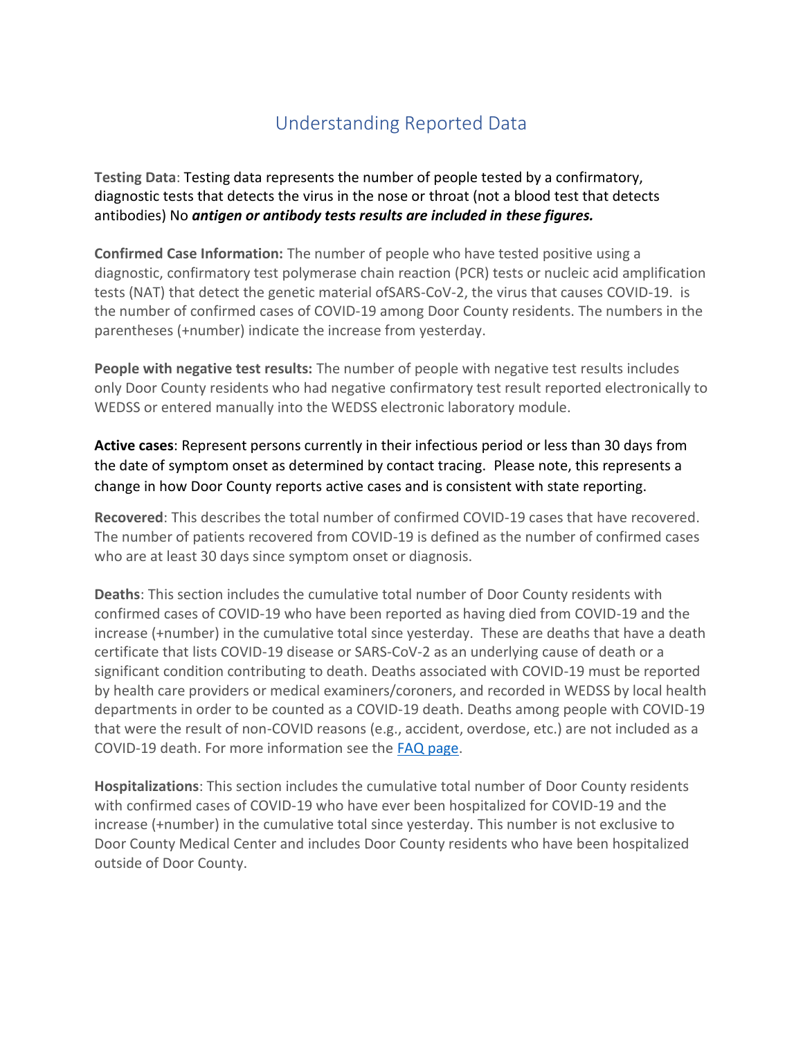# Understanding Reported Data

**Testing Data**: Testing data represents the number of people tested by a confirmatory, diagnostic tests that detects the virus in the nose or throat (not a blood test that detects antibodies) No ***antigen or antibody tests results are included in these figures.***

**Confirmed Case Information:** The number of people who have tested positive using a diagnostic, confirmatory test polymerase chain reaction (PCR) tests or nucleic acid amplification tests (NAT) that detect the genetic material ofSARS-CoV-2, the virus that causes COVID-19. is the number of confirmed cases of COVID-19 among Door County residents. The numbers in the parentheses (+number) indicate the increase from yesterday.

**People with negative test results:** The number of people with negative test results includes only Door County residents who had negative confirmatory test result reported electronically to WEDSS or entered manually into the WEDSS electronic laboratory module.

**Active cases**: Represent persons currently in their infectious period or less than 30 days from the date of symptom onset as determined by contact tracing. Please note, this represents a change in how Door County reports active cases and is consistent with state reporting.

**Recovered**: This describes the total number of confirmed COVID-19 cases that have recovered. The number of patients recovered from COVID-19 is defined as the number of confirmed cases who are at least 30 days since symptom onset or diagnosis.

**Deaths**: This section includes the cumulative total number of Door County residents with confirmed cases of COVID-19 who have been reported as having died from COVID-19 and the increase (+number) in the cumulative total since yesterday. These are deaths that have a death certificate that lists COVID-19 disease or SARS-CoV-2 as an underlying cause of death or a significant condition contributing to death. Deaths associated with COVID-19 must be reported by health care providers or medical examiners/coroners, and recorded in WEDSS by local health departments in order to be counted as a COVID-19 death. Deaths among people with COVID-19 that were the result of non-COVID reasons (e.g., accident, overdose, etc.) are not included as a COVID-19 death. For more information see the FAQ page.

**Hospitalizations**: This section includes the cumulative total number of Door County residents with confirmed cases of COVID-19 who have ever been hospitalized for COVID-19 and the increase (+number) in the cumulative total since yesterday. This number is not exclusive to Door County Medical Center and includes Door County residents who have been hospitalized outside of Door County.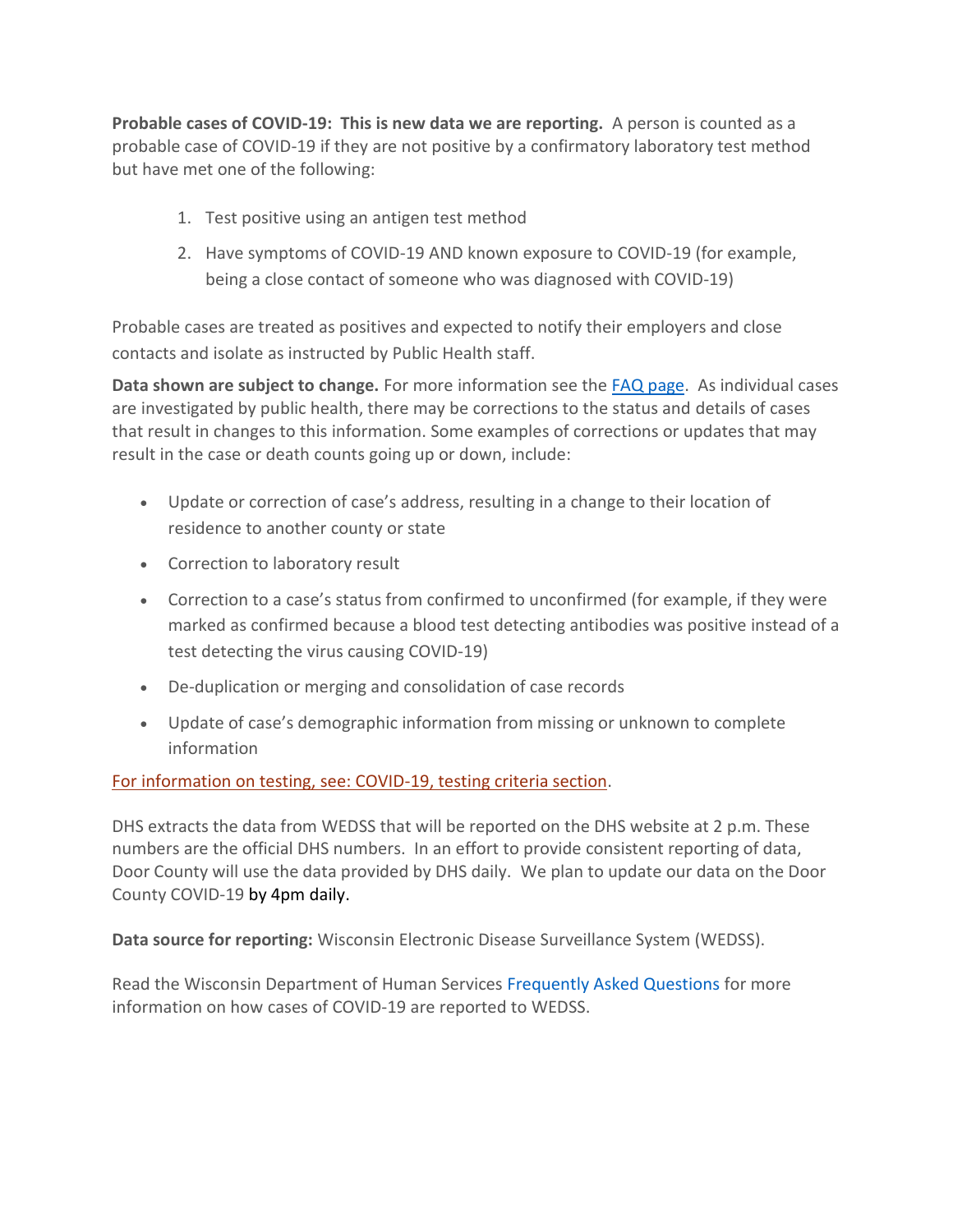**Probable cases of COVID-19: This is new data we are reporting.** A person is counted as a probable case of COVID-19 if they are not positive by a confirmatory laboratory test method but have met one of the following:

1. Test positive using an antigen test method
2. Have symptoms of COVID-19 AND known exposure to COVID-19 (for example, being a close contact of someone who was diagnosed with COVID-19)

Probable cases are treated as positives and expected to notify their employers and close contacts and isolate as instructed by Public Health staff.

**Data shown are subject to change.** For more information see the FAQ page. As individual cases are investigated by public health, there may be corrections to the status and details of cases that result in changes to this information. Some examples of corrections or updates that may result in the case or death counts going up or down, include:

- Update or correction of case's address, resulting in a change to their location of residence to another county or state
- Correction to laboratory result
- Correction to a case's status from confirmed to unconfirmed (for example, if they were marked as confirmed because a blood test detecting antibodies was positive instead of a test detecting the virus causing COVID-19)
- De-duplication or merging and consolidation of case records
- Update of case's demographic information from missing or unknown to complete information

For information on testing, see: COVID-19, testing criteria section.

DHS extracts the data from WEDSS that will be reported on the DHS website at 2 p.m. These numbers are the official DHS numbers. In an effort to provide consistent reporting of data, Door County will use the data provided by DHS daily. We plan to update our data on the Door County COVID-19 by 4pm daily.

**Data source for reporting:** Wisconsin Electronic Disease Surveillance System (WEDSS).

Read the Wisconsin Department of Human Services Frequently Asked Questions for more information on how cases of COVID-19 are reported to WEDSS.